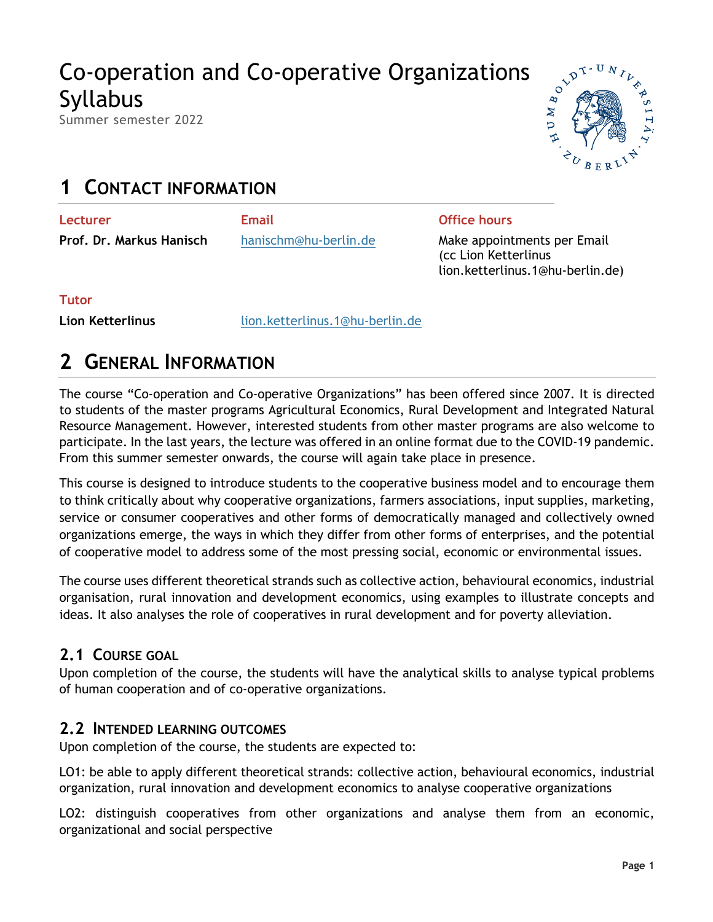# Co-operation and Co-operative Organizations Syllabus

Summer semester 2022

## 1 Contact information

| Lecturer | Email | Office hours |
| --- | --- | --- |
| **Prof. Dr. Markus Hanisch** | hanischm@hu-berlin.de | Make appointments per Email (cc Lion Ketterlinus lion.ketterlinus.1@hu-berlin.de) |

**Tutor**

**Lion Ketterlinus** lion.ketterlinus.1@hu-berlin.de

## 2 General Information

The course "Co-operation and Co-operative Organizations" has been offered since 2007. It is directed to students of the master programs Agricultural Economics, Rural Development and Integrated Natural Resource Management. However, interested students from other master programs are also welcome to participate. In the last years, the lecture was offered in an online format due to the COVID-19 pandemic. From this summer semester onwards, the course will again take place in presence.

This course is designed to introduce students to the cooperative business model and to encourage them to think critically about why cooperative organizations, farmers associations, input supplies, marketing, service or consumer cooperatives and other forms of democratically managed and collectively owned organizations emerge, the ways in which they differ from other forms of enterprises, and the potential of cooperative model to address some of the most pressing social, economic or environmental issues.

The course uses different theoretical strands such as collective action, behavioural economics, industrial organisation, rural innovation and development economics, using examples to illustrate concepts and ideas. It also analyses the role of cooperatives in rural development and for poverty alleviation.

### 2.1 Course goal

Upon completion of the course, the students will have the analytical skills to analyse typical problems of human cooperation and of co-operative organizations.

### 2.2 Intended learning outcomes

Upon completion of the course, the students are expected to:

LO1: be able to apply different theoretical strands: collective action, behavioural economics, industrial organization, rural innovation and development economics to analyse cooperative organizations

LO2: distinguish cooperatives from other organizations and analyse them from an economic, organizational and social perspective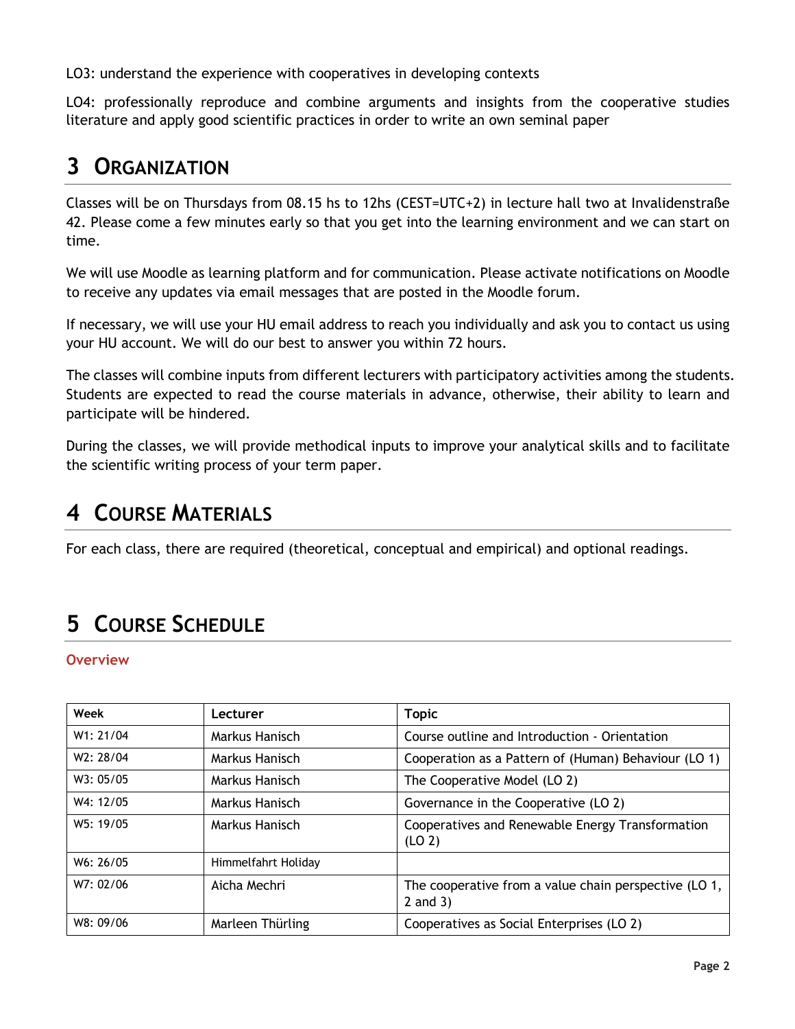LO3: understand the experience with cooperatives in developing contexts

LO4: professionally reproduce and combine arguments and insights from the cooperative studies literature and apply good scientific practices in order to write an own seminal paper

# 3 Organization

Classes will be on Thursdays from 08.15 hs to 12hs (CEST=UTC+2) in lecture hall two at Invalidenstraße 42. Please come a few minutes early so that you get into the learning environment and we can start on time.

We will use Moodle as learning platform and for communication. Please activate notifications on Moodle to receive any updates via email messages that are posted in the Moodle forum.

If necessary, we will use your HU email address to reach you individually and ask you to contact us using your HU account. We will do our best to answer you within 72 hours.

The classes will combine inputs from different lecturers with participatory activities among the students. Students are expected to read the course materials in advance, otherwise, their ability to learn and participate will be hindered.

During the classes, we will provide methodical inputs to improve your analytical skills and to facilitate the scientific writing process of your term paper.

# 4 Course Materials

For each class, there are required (theoretical, conceptual and empirical) and optional readings.

# 5 Course Schedule

### Overview

| Week | Lecturer | Topic |
|---|---|---|
| W1: 21/04 | Markus Hanisch | Course outline and Introduction - Orientation |
| W2: 28/04 | Markus Hanisch | Cooperation as a Pattern of (Human) Behaviour (LO 1) |
| W3: 05/05 | Markus Hanisch | The Cooperative Model (LO 2) |
| W4: 12/05 | Markus Hanisch | Governance in the Cooperative (LO 2) |
| W5: 19/05 | Markus Hanisch | Cooperatives and Renewable Energy Transformation (LO 2) |
| W6: 26/05 | Himmelfahrt Holiday | |
| W7: 02/06 | Aicha Mechri | The cooperative from a value chain perspective (LO 1, 2 and 3) |
| W8: 09/06 | Marleen Thürling | Cooperatives as Social Enterprises (LO 2) |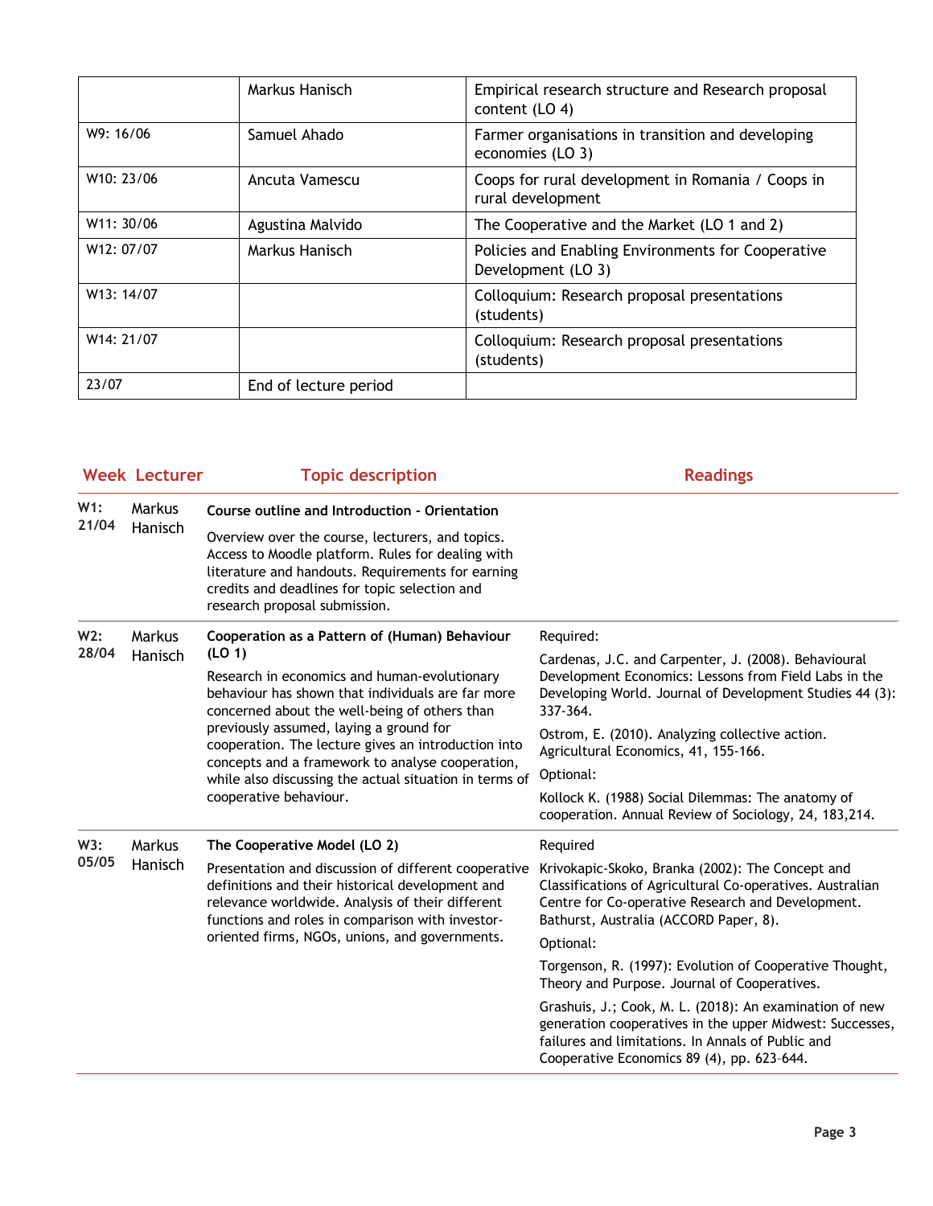| | | |
|---|---|---|
| | Markus Hanisch | Empirical research structure and Research proposal content (LO 4) |
| W9: 16/06 | Samuel Ahado | Farmer organisations in transition and developing economies (LO 3) |
| W10: 23/06 | Ancuta Vamescu | Coops for rural development in Romania / Coops in rural development |
| W11: 30/06 | Agustina Malvido | The Cooperative and the Market (LO 1 and 2) |
| W12: 07/07 | Markus Hanisch | Policies and Enabling Environments for Cooperative Development (LO 3) |
| W13: 14/07 | | Colloquium: Research proposal presentations (students) |
| W14: 21/07 | | Colloquium: Research proposal presentations (students) |
| 23/07 | End of lecture period | |

| Week | Lecturer | Topic description | Readings |
|---|---|---|---|
| W1: 21/04 | Markus Hanisch | **Course outline and Introduction - Orientation**<br><br>Overview over the course, lecturers, and topics. Access to Moodle platform. Rules for dealing with literature and handouts. Requirements for earning credits and deadlines for topic selection and research proposal submission. | |
| W2: 28/04 | Markus Hanisch | **Cooperation as a Pattern of (Human) Behaviour (LO 1)**<br><br>Research in economics and human-evolutionary behaviour has shown that individuals are far more concerned about the well-being of others than previously assumed, laying a ground for cooperation. The lecture gives an introduction into concepts and a framework to analyse cooperation, while also discussing the actual situation in terms of cooperative behaviour. | Required:<br><br>Cardenas, J.C. and Carpenter, J. (2008). Behavioural Development Economics: Lessons from Field Labs in the Developing World. Journal of Development Studies 44 (3): 337-364.<br><br>Ostrom, E. (2010). Analyzing collective action. Agricultural Economics, 41, 155-166.<br><br>Optional:<br><br>Kollock K. (1988) Social Dilemmas: The anatomy of cooperation. Annual Review of Sociology, 24, 183,214. |
| W3: 05/05 | Markus Hanisch | **The Cooperative Model (LO 2)**<br><br>Presentation and discussion of different cooperative definitions and their historical development and relevance worldwide. Analysis of their different functions and roles in comparison with investor-oriented firms, NGOs, unions, and governments. | Required<br><br>Krivokapic-Skoko, Branka (2002): The Concept and Classifications of Agricultural Co-operatives. Australian Centre for Co-operative Research and Development. Bathurst, Australia (ACCORD Paper, 8).<br><br>Optional:<br><br>Torgenson, R. (1997): Evolution of Cooperative Thought, Theory and Purpose. Journal of Cooperatives.<br><br>Grashuis, J.; Cook, M. L. (2018): An examination of new generation cooperatives in the upper Midwest: Successes, failures and limitations. In Annals of Public and Cooperative Economics 89 (4), pp. 623–644. |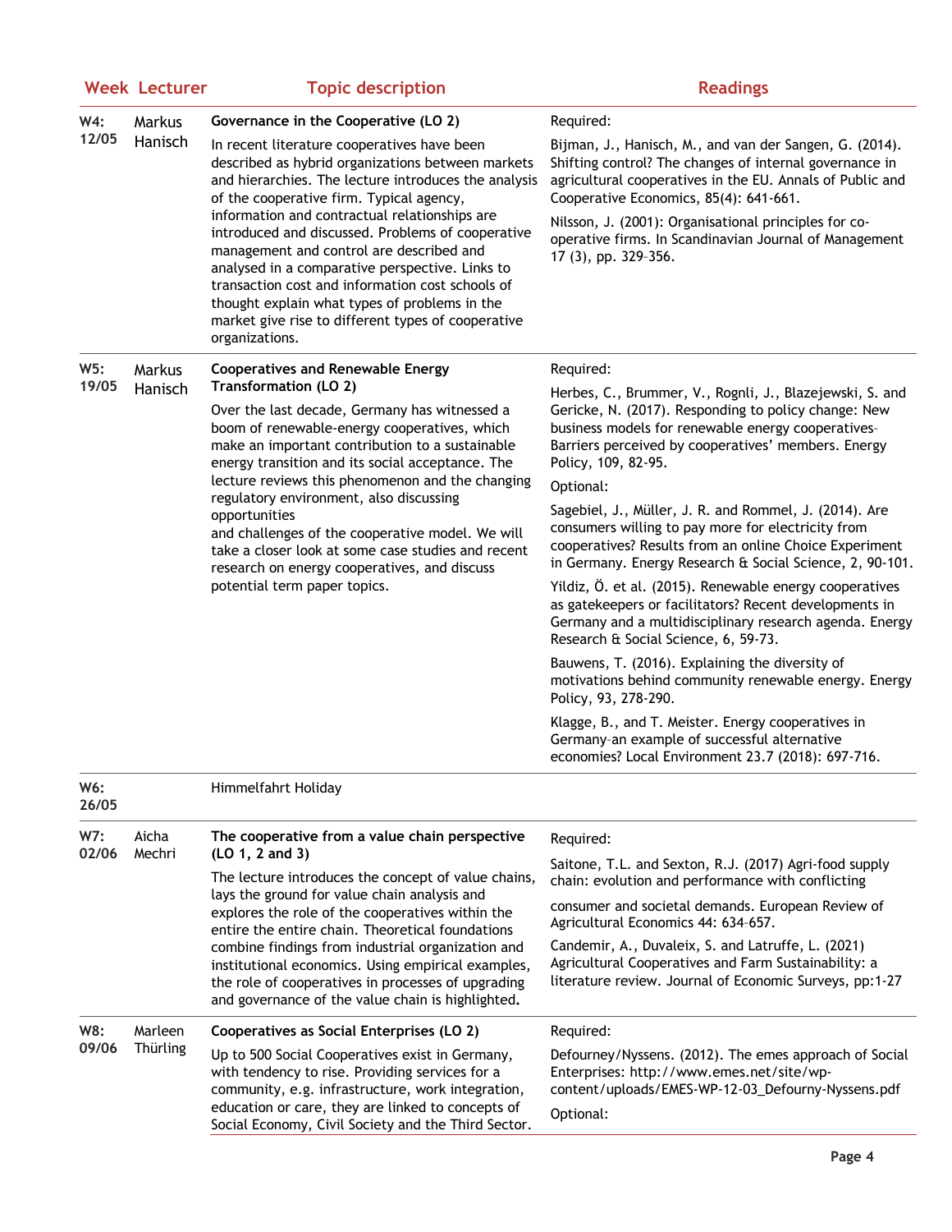| Week | Lecturer | Topic description | Readings |
| --- | --- | --- | --- |
| W4: 12/05 | Markus Hanisch | **Governance in the Cooperative (LO 2)**<br><br>In recent literature cooperatives have been described as hybrid organizations between markets and hierarchies. The lecture introduces the analysis of the cooperative firm. Typical agency, information and contractual relationships are introduced and discussed. Problems of cooperative management and control are described and analysed in a comparative perspective. Links to transaction cost and information cost schools of thought explain what types of problems in the market give rise to different types of cooperative organizations. | Required:<br><br>Bijman, J., Hanisch, M., and van der Sangen, G. (2014). Shifting control? The changes of internal governance in agricultural cooperatives in the EU. Annals of Public and Cooperative Economics, 85(4): 641-661.<br><br>Nilsson, J. (2001): Organisational principles for co-operative firms. In Scandinavian Journal of Management 17 (3), pp. 329–356. |
| W5: 19/05 | Markus Hanisch | **Cooperatives and Renewable Energy Transformation (LO 2)**<br><br>Over the last decade, Germany has witnessed a boom of renewable-energy cooperatives, which make an important contribution to a sustainable energy transition and its social acceptance. The lecture reviews this phenomenon and the changing regulatory environment, also discussing opportunities and challenges of the cooperative model. We will take a closer look at some case studies and recent research on energy cooperatives, and discuss potential term paper topics. | Required:<br><br>Herbes, C., Brummer, V., Rognli, J., Blazejewski, S. and Gericke, N. (2017). Responding to policy change: New business models for renewable energy cooperatives–Barriers perceived by cooperatives' members. Energy Policy, 109, 82-95.<br><br>Optional:<br><br>Sagebiel, J., Müller, J. R. and Rommel, J. (2014). Are consumers willing to pay more for electricity from cooperatives? Results from an online Choice Experiment in Germany. Energy Research & Social Science, 2, 90-101.<br><br>Yildiz, Ö. et al. (2015). Renewable energy cooperatives as gatekeepers or facilitators? Recent developments in Germany and a multidisciplinary research agenda. Energy Research & Social Science, 6, 59-73.<br><br>Bauwens, T. (2016). Explaining the diversity of motivations behind community renewable energy. Energy Policy, 93, 278-290.<br><br>Klagge, B., and T. Meister. Energy cooperatives in Germany–an example of successful alternative economies? Local Environment 23.7 (2018): 697-716. |
| W6: 26/05 | | Himmelfahrt Holiday | |
| W7: 02/06 | Aicha Mechri | **The cooperative from a value chain perspective (LO 1, 2 and 3)**<br><br>The lecture introduces the concept of value chains, lays the ground for value chain analysis and explores the role of the cooperatives within the entire the entire chain. Theoretical foundations combine findings from industrial organization and institutional economics. Using empirical examples, the role of cooperatives in processes of upgrading and governance of the value chain is highlighted**.** | Required:<br><br>Saitone, T.L. and Sexton, R.J. (2017) Agri-food supply chain: evolution and performance with conflicting<br><br>consumer and societal demands. European Review of Agricultural Economics 44: 634-657.<br><br>Candemir, A., Duvaleix, S. and Latruffe, L. (2021) Agricultural Cooperatives and Farm Sustainability: a literature review. Journal of Economic Surveys, pp:1-27 |
| W8: 09/06 | Marleen Thürling | **Cooperatives as Social Enterprises (LO 2)**<br><br>Up to 500 Social Cooperatives exist in Germany, with tendency to rise. Providing services for a community, e.g. infrastructure, work integration, education or care, they are linked to concepts of Social Economy, Civil Society and the Third Sector. | Required:<br><br>Defourney/Nyssens. (2012). The emes approach of Social Enterprises: http://www.emes.net/site/wp-content/uploads/EMES-WP-12-03_Defourny-Nyssens.pdf<br><br>Optional: |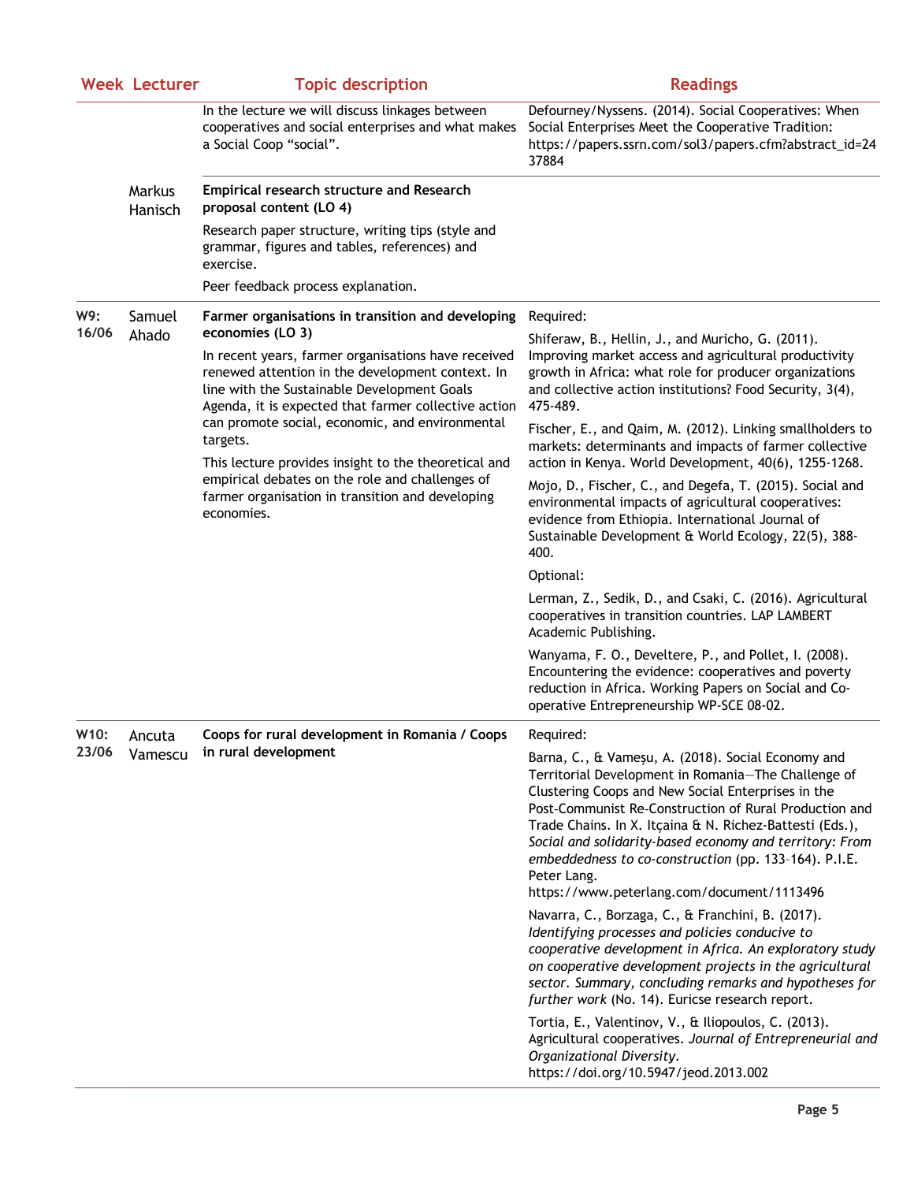| Week | Lecturer | Topic description | Readings |
|---|---|---|---|
| | | In the lecture we will discuss linkages between cooperatives and social enterprises and what makes a Social Coop "social". | Defourney/Nyssens. (2014). Social Cooperatives: When Social Enterprises Meet the Cooperative Tradition: https://papers.ssrn.com/sol3/papers.cfm?abstract_id=2437884 |
| | Markus Hanisch | **Empirical research structure and Research proposal content (LO 4)**<br><br>Research paper structure, writing tips (style and grammar, figures and tables, references) and exercise.<br><br>Peer feedback process explanation. | |
| **W9: 16/06** | Samuel Ahado | **Farmer organisations in transition and developing economies (LO 3)**<br><br>In recent years, farmer organisations have received renewed attention in the development context. In line with the Sustainable Development Goals Agenda, it is expected that farmer collective action can promote social, economic, and environmental targets.<br><br>This lecture provides insight to the theoretical and empirical debates on the role and challenges of farmer organisation in transition and developing economies. | Required:<br><br>Shiferaw, B., Hellin, J., and Muricho, G. (2011). Improving market access and agricultural productivity growth in Africa: what role for producer organizations and collective action institutions? Food Security, 3(4), 475-489.<br><br>Fischer, E., and Qaim, M. (2012). Linking smallholders to markets: determinants and impacts of farmer collective action in Kenya. World Development, 40(6), 1255-1268.<br><br>Mojo, D., Fischer, C., and Degefa, T. (2015). Social and environmental impacts of agricultural cooperatives: evidence from Ethiopia. International Journal of Sustainable Development & World Ecology, 22(5), 388-400.<br><br>Optional:<br><br>Lerman, Z., Sedik, D., and Csaki, C. (2016). Agricultural cooperatives in transition countries. LAP LAMBERT Academic Publishing.<br><br>Wanyama, F. O., Develtere, P., and Pollet, I. (2008). Encountering the evidence: cooperatives and poverty reduction in Africa. Working Papers on Social and Co-operative Entrepreneurship WP-SCE 08-02. |
| **W10: 23/06** | Ancuta Vamescu | **Coops for rural development in Romania / Coops in rural development** | Required:<br><br>Barna, C., & Vameșu, A. (2018). Social Economy and Territorial Development in Romania—The Challenge of Clustering Coops and New Social Enterprises in the Post-Communist Re-Construction of Rural Production and Trade Chains. In X. Itçaina & N. Richez-Battesti (Eds.), *Social and solidarity-based economy and territory: From embeddedness to co-construction* (pp. 133–164). P.I.E. Peter Lang. https://www.peterlang.com/document/1113496<br><br>Navarra, C., Borzaga, C., & Franchini, B. (2017). *Identifying processes and policies conducive to cooperative development in Africa. An exploratory study on cooperative development projects in the agricultural sector. Summary, concluding remarks and hypotheses for further work* (No. 14). Euricse research report.<br><br>Tortia, E., Valentinov, V., & Iliopoulos, C. (2013). Agricultural cooperatives. *Journal of Entrepreneurial and Organizational Diversity*. https://doi.org/10.5947/jeod.2013.002 |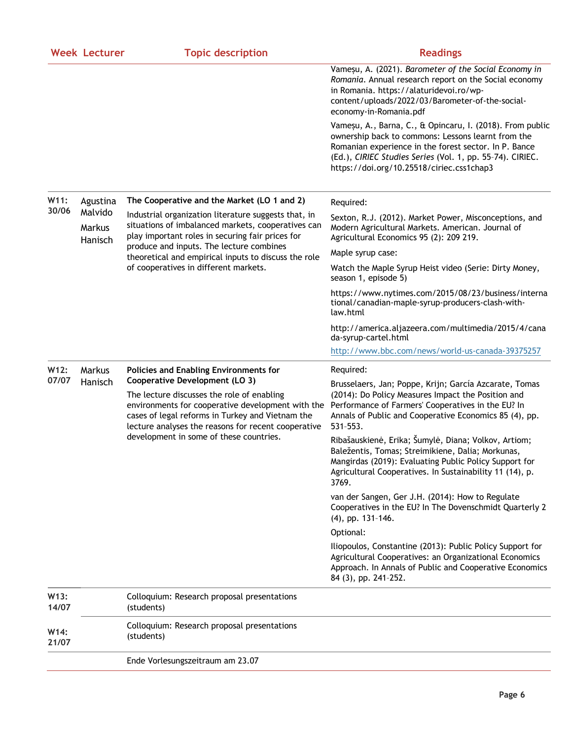| Week | Lecturer | Topic description | Readings |
|---|---|---|---|
| | | | Vameșu, A. (2021). *Barometer of the Social Economy in Romania*. Annual research report on the Social economy in Romania. https://alaturidevoi.ro/wp-content/uploads/2022/03/Barometer-of-the-social-economy-in-Romania.pdf<br><br>Vameșu, A., Barna, C., & Opincaru, I. (2018). From public ownership back to commons: Lessons learnt from the Romanian experience in the forest sector. In P. Bance (Ed.), *CIRIEC Studies Series* (Vol. 1, pp. 55–74). CIRIEC. https://doi.org/10.25518/ciriec.css1chap3 |
| **W11: 30/06** | Agustina Malvido<br><br>Markus Hanisch | **The Cooperative and the Market (LO 1 and 2)**<br><br>Industrial organization literature suggests that, in situations of imbalanced markets, cooperatives can play important roles in securing fair prices for produce and inputs. The lecture combines theoretical and empirical inputs to discuss the role of cooperatives in different markets. | Required:<br><br>Sexton, R.J. (2012). Market Power, Misconceptions, and Modern Agricultural Markets. American. Journal of Agricultural Economics 95 (2): 209 219.<br><br>Maple syrup case:<br><br>Watch the Maple Syrup Heist video (Serie: Dirty Money, season 1, episode 5)<br><br>https://www.nytimes.com/2015/08/23/business/international/canadian-maple-syrup-producers-clash-with-law.html<br><br>http://america.aljazeera.com/multimedia/2015/4/canada-syrup-cartel.html<br><br>http://www.bbc.com/news/world-us-canada-39375257 |
| **W12: 07/07** | Markus Hanisch | **Policies and Enabling Environments for Cooperative Development (LO 3)**<br><br>The lecture discusses the role of enabling environments for cooperative development with the cases of legal reforms in Turkey and Vietnam the lecture analyses the reasons for recent cooperative development in some of these countries. | Required:<br><br>Brusselaers, Jan; Poppe, Krijn; García Azcarate, Tomas (2014): Do Policy Measures Impact the Position and Performance of Farmers' Cooperatives in the EU? In Annals of Public and Cooperative Economics 85 (4), pp. 531–553.<br><br>Ribašauskienė, Erika; Šumylė, Diana; Volkov, Artiom; Baležentis, Tomas; Streimikiene, Dalia; Morkunas, Mangirdas (2019): Evaluating Public Policy Support for Agricultural Cooperatives. In Sustainability 11 (14), p. 3769.<br><br>van der Sangen, Ger J.H. (2014): How to Regulate Cooperatives in the EU? In The Dovenschmidt Quarterly 2 (4), pp. 131–146.<br><br>Optional:<br><br>Iliopoulos, Constantine (2013): Public Policy Support for Agricultural Cooperatives: an Organizational Economics Approach. In Annals of Public and Cooperative Economics 84 (3), pp. 241–252. |
| **W13: 14/07** | | Colloquium: Research proposal presentations (students) | |
| **W14: 21/07** | | Colloquium: Research proposal presentations (students) | |
| | | Ende Vorlesungszeitraum am 23.07 | |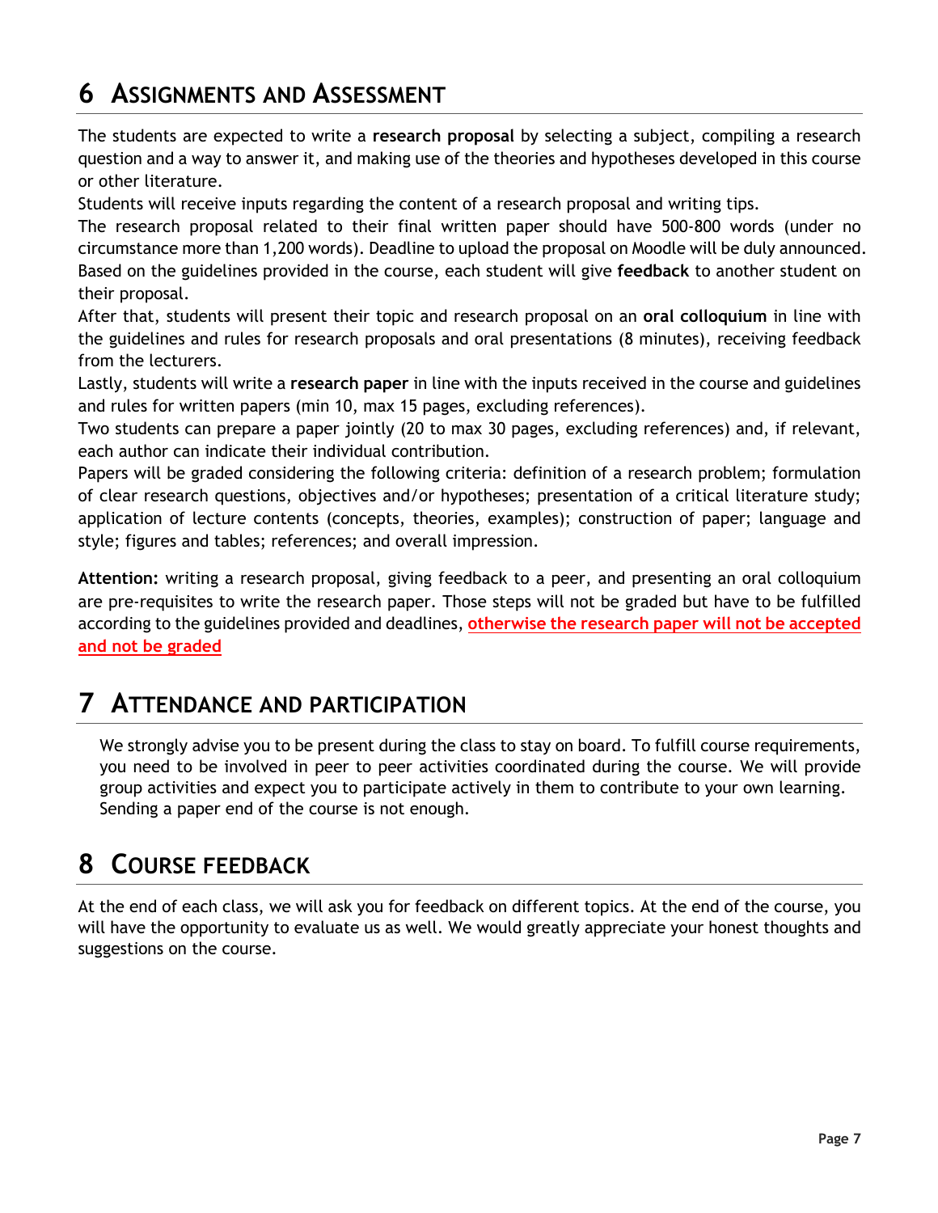# 6 Assignments and Assessment

The students are expected to write a **research proposal** by selecting a subject, compiling a research question and a way to answer it, and making use of the theories and hypotheses developed in this course or other literature.

Students will receive inputs regarding the content of a research proposal and writing tips.

The research proposal related to their final written paper should have 500-800 words (under no circumstance more than 1,200 words). Deadline to upload the proposal on Moodle will be duly announced.

Based on the guidelines provided in the course, each student will give **feedback** to another student on their proposal.

After that, students will present their topic and research proposal on an **oral colloquium** in line with the guidelines and rules for research proposals and oral presentations (8 minutes), receiving feedback from the lecturers.

Lastly, students will write a **research paper** in line with the inputs received in the course and guidelines and rules for written papers (min 10, max 15 pages, excluding references).

Two students can prepare a paper jointly (20 to max 30 pages, excluding references) and, if relevant, each author can indicate their individual contribution.

Papers will be graded considering the following criteria: definition of a research problem; formulation of clear research questions, objectives and/or hypotheses; presentation of a critical literature study; application of lecture contents (concepts, theories, examples); construction of paper; language and style; figures and tables; references; and overall impression.

**Attention:** writing a research proposal, giving feedback to a peer, and presenting an oral colloquium are pre-requisites to write the research paper. Those steps will not be graded but have to be fulfilled according to the guidelines provided and deadlines, **otherwise the research paper will not be accepted and not be graded**

# 7 Attendance and Participation

We strongly advise you to be present during the class to stay on board. To fulfill course requirements, you need to be involved in peer to peer activities coordinated during the course. We will provide group activities and expect you to participate actively in them to contribute to your own learning. Sending a paper end of the course is not enough.

# 8 Course Feedback

At the end of each class, we will ask you for feedback on different topics. At the end of the course, you will have the opportunity to evaluate us as well. We would greatly appreciate your honest thoughts and suggestions on the course.